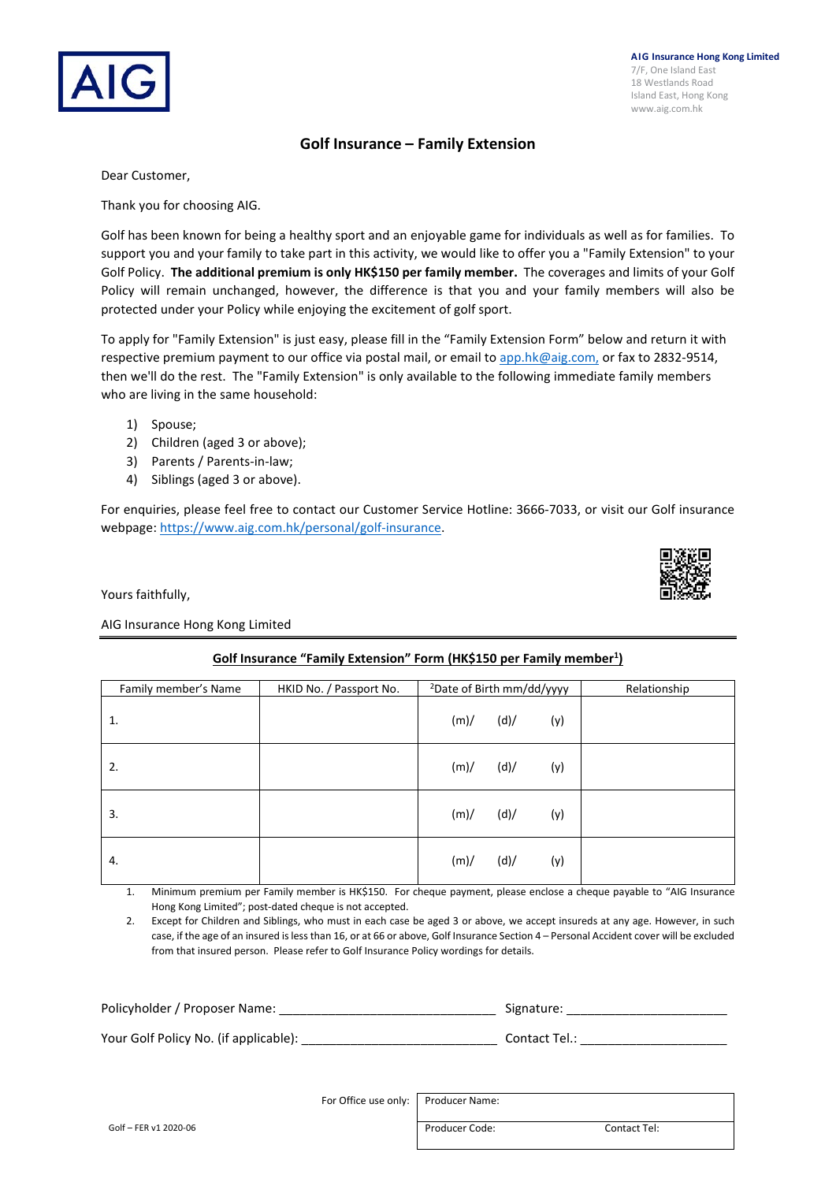AIG

**AIG Insurance Hong Kong Limited**
7/F, One Island East
18 Westlands Road
Island East, Hong Kong
www.aig.com.hk

## Golf Insurance – Family Extension

Dear Customer,

Thank you for choosing AIG.

Golf has been known for being a healthy sport and an enjoyable game for individuals as well as for families. To support you and your family to take part in this activity, we would like to offer you a "Family Extension" to your Golf Policy. **The additional premium is only HK$150 per family member.** The coverages and limits of your Golf Policy will remain unchanged, however, the difference is that you and your family members will also be protected under your Policy while enjoying the excitement of golf sport.

To apply for "Family Extension" is just easy, please fill in the "Family Extension Form" below and return it with respective premium payment to our office via postal mail, or email to app.hk@aig.com, or fax to 2832-9514, then we'll do the rest. The "Family Extension" is only available to the following immediate family members who are living in the same household:

1) Spouse;
2) Children (aged 3 or above);
3) Parents / Parents-in-law;
4) Siblings (aged 3 or above).

For enquiries, please feel free to contact our Customer Service Hotline: 3666-7033, or visit our Golf insurance webpage: https://www.aig.com.hk/personal/golf-insurance.

Yours faithfully,

AIG Insurance Hong Kong Limited

---

### Golf Insurance "Family Extension" Form (HK$150 per Family member[1])

| Family member's Name | HKID No. / Passport No. | [2]Date of Birth mm/dd/yyyy | Relationship |
|---|---|---|---|
| 1. | | (m)/ (d)/ (y) | |
| 2. | | (m)/ (d)/ (y) | |
| 3. | | (m)/ (d)/ (y) | |
| 4. | | (m)/ (d)/ (y) | |

1. Minimum premium per Family member is HK$150. For cheque payment, please enclose a cheque payable to "AIG Insurance Hong Kong Limited"; post-dated cheque is not accepted.
2. Except for Children and Siblings, who must in each case be aged 3 or above, we accept insureds at any age. However, in such case, if the age of an insured is less than 16, or at 66 or above, Golf Insurance Section 4 – Personal Accident cover will be excluded from that insured person. Please refer to Golf Insurance Policy wordings for details.

Policyholder / Proposer Name: ______________________________ Signature: ______________________

Your Golf Policy No. (if applicable): ___________________________ Contact Tel.: ____________________

For Office use only:

| Producer Name: | |
|---|---|
| Producer Code: | Contact Tel: |

Golf – FER v1 2020-06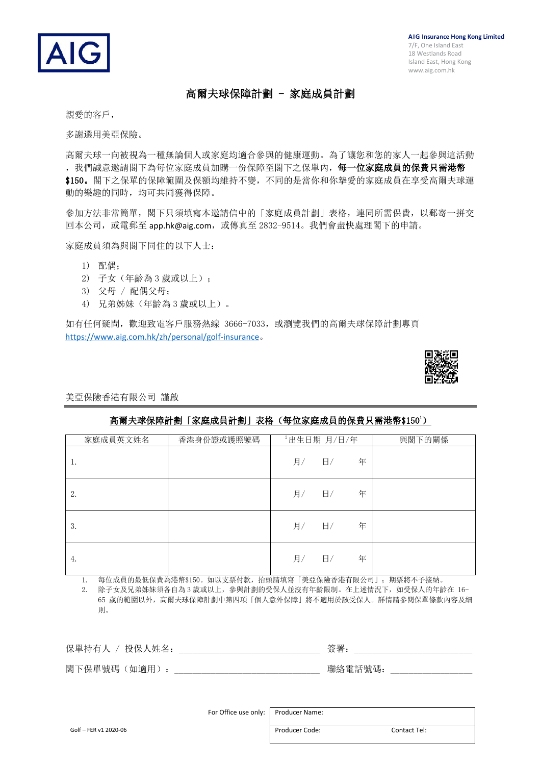AIG

**AIG Insurance Hong Kong Limited**
7/F, One Island East
18 Westlands Road
Island East, Hong Kong
www.aig.com.hk

# 高爾夫球保障計劃 – 家庭成員計劃

親愛的客戶，

多謝選用美亞保險。

高爾夫球一向被視為一種無論個人或家庭均適合參與的健康運動。為了讓您和您的家人一起參與這活動，我們誠意邀請閣下為每位家庭成員加購一份保障至閣下之保單內，**每一位家庭成員的保費只需港幣$150。**閣下之保單的保障範圍及保額均維持不變，不同的是當你和你摯愛的家庭成員在享受高爾夫球運動的樂趣的同時，均可共同獲得保障。

參加方法非常簡單，閣下只須填寫本邀請信中的「家庭成員計劃」表格，連同所需保費，以郵寄一拼交回本公司，或電郵至 app.hk@aig.com，或傳真至 2832-9514。我們會盡快處理閣下的申請。

家庭成員須為與閣下同住的以下人士：

1) 配偶；
2) 子女（年齡為 3 歲或以上）；
3) 父母 / 配偶父母；
4) 兄弟姊妹（年齡為 3 歲或以上）。

如有任何疑問，歡迎致電客戶服務熱線 3666-7033，或瀏覽我們的高爾夫球保障計劃專頁 https://www.aig.com.hk/zh/personal/golf-insurance。

美亞保險香港有限公司 謹啟

---

## 高爾夫球保障計劃「家庭成員計劃」表格（每位家庭成員的保費只需港幣$150[1]）

| 家庭成員英文姓名 | 香港身份證或護照號碼 | [2]出生日期 月/日/年 | 與閣下的關係 |
|---|---|---|---|
| 1. | | 月/ 日/ 年 | |
| 2. | | 月/ 日/ 年 | |
| 3. | | 月/ 日/ 年 | |
| 4. | | 月/ 日/ 年 | |

1. 每位成員的最低保費為港幣$150。如以支票付款，抬頭請填寫「美亞保險香港有限公司」；期票將不予接納。
2. 除子女及兄弟姊妹須各自為 3 歲或以上，參與計劃的受保人並沒有年齡限制。在上述情況下，如受保人的年齡在 16-65 歲的範圍以外，高爾夫球保障計劃中第四項「個人意外保障」將不適用於該受保人。詳情請參閱保單條款內容及細則。

保單持有人 / 投保人姓名：\_\_\_\_\_\_\_\_\_\_\_\_\_\_\_\_ 簽署：\_\_\_\_\_\_\_\_\_\_\_\_\_\_\_\_

閣下保單號碼（如適用）：\_\_\_\_\_\_\_\_\_\_\_\_\_\_\_\_ 聯絡電話號碼：\_\_\_\_\_\_\_\_\_\_\_\_\_\_\_\_

For Office use only:

| Producer Name: | |
|---|---|
| Producer Code: | Contact Tel: |

Golf – FER v1 2020-06